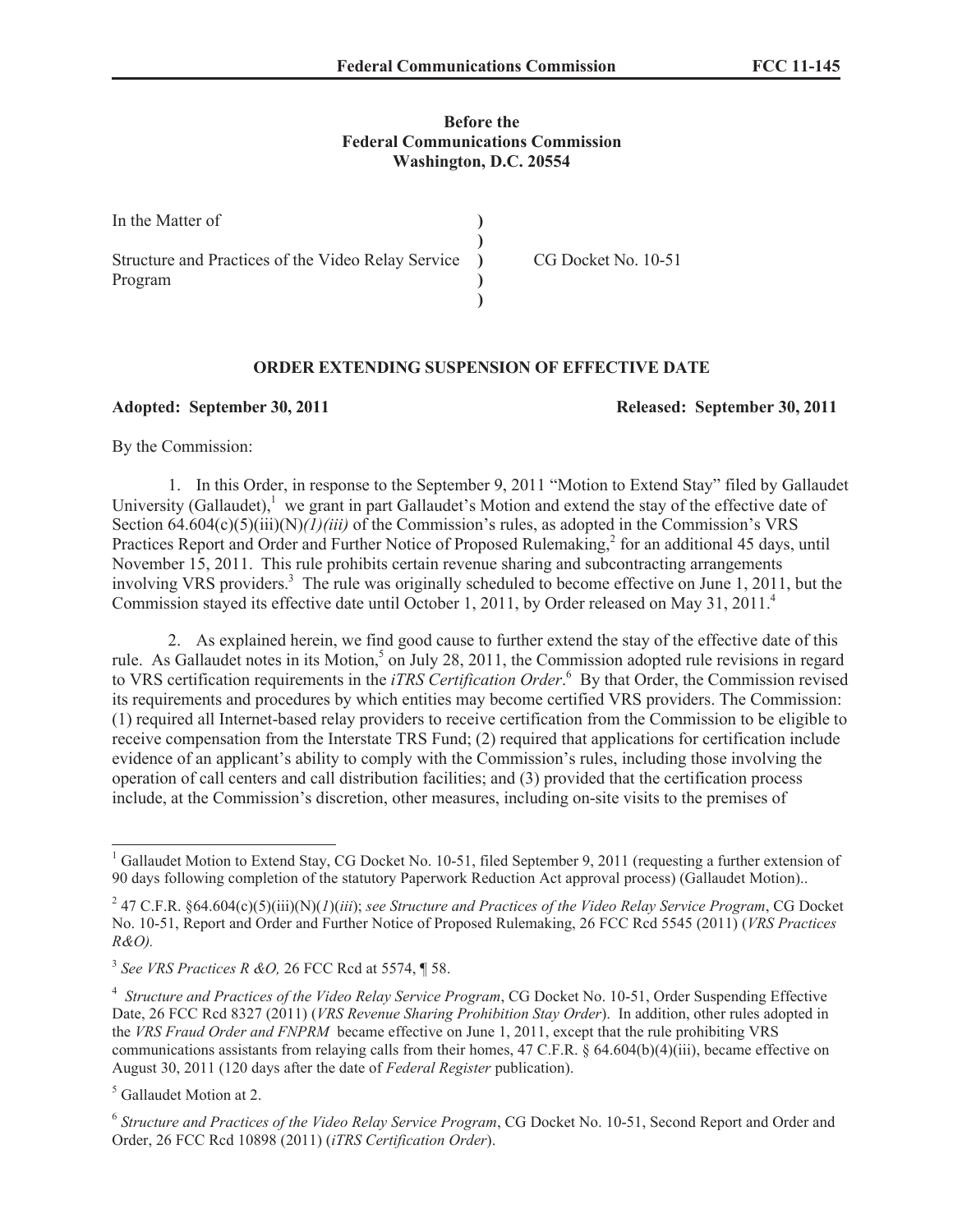**Before the**
**Federal Communications Commission**
**Washington, D.C. 20554**

| | | |
|---|---|---|
| In the Matter of | ) | |
| | ) | |
| Structure and Practices of the Video Relay Service Program | ) | CG Docket No. 10-51 |
| | ) | |
| | ) | |

**ORDER EXTENDING SUSPENSION OF EFFECTIVE DATE**

**Adopted: September 30, 2011** **Released: September 30, 2011**

By the Commission:

1. In this Order, in response to the September 9, 2011 "Motion to Extend Stay" filed by Gallaudet University (Gallaudet),[1] we grant in part Gallaudet's Motion and extend the stay of the effective date of Section 64.604(c)(5)(iii)(N)*(1)(iii)* of the Commission's rules, as adopted in the Commission's VRS Practices Report and Order and Further Notice of Proposed Rulemaking,[2] for an additional 45 days, until November 15, 2011. This rule prohibits certain revenue sharing and subcontracting arrangements involving VRS providers.[3] The rule was originally scheduled to become effective on June 1, 2011, but the Commission stayed its effective date until October 1, 2011, by Order released on May 31, 2011.[4]

2. As explained herein, we find good cause to further extend the stay of the effective date of this rule. As Gallaudet notes in its Motion,[5] on July 28, 2011, the Commission adopted rule revisions in regard to VRS certification requirements in the *iTRS Certification Order*.[6] By that Order, the Commission revised its requirements and procedures by which entities may become certified VRS providers. The Commission: (1) required all Internet-based relay providers to receive certification from the Commission to be eligible to receive compensation from the Interstate TRS Fund; (2) required that applications for certification include evidence of an applicant's ability to comply with the Commission's rules, including those involving the operation of call centers and call distribution facilities; and (3) provided that the certification process include, at the Commission's discretion, other measures, including on-site visits to the premises of

---

[1] Gallaudet Motion to Extend Stay, CG Docket No. 10-51, filed September 9, 2011 (requesting a further extension of 90 days following completion of the statutory Paperwork Reduction Act approval process) (Gallaudet Motion)..

[2] 47 C.F.R. §64.604(c)(5)(iii)(N)(*1*)(*iii*); *see Structure and Practices of the Video Relay Service Program*, CG Docket No. 10-51, Report and Order and Further Notice of Proposed Rulemaking, 26 FCC Rcd 5545 (2011) (*VRS Practices R&O).*

[3] *See VRS Practices R &O,* 26 FCC Rcd at 5574, ¶ 58.

[4] *Structure and Practices of the Video Relay Service Program*, CG Docket No. 10-51, Order Suspending Effective Date, 26 FCC Rcd 8327 (2011) (*VRS Revenue Sharing Prohibition Stay Order*). In addition, other rules adopted in the *VRS Fraud Order and FNPRM* became effective on June 1, 2011, except that the rule prohibiting VRS communications assistants from relaying calls from their homes, 47 C.F.R. § 64.604(b)(4)(iii), became effective on August 30, 2011 (120 days after the date of *Federal Register* publication).

[5] Gallaudet Motion at 2.

[6] *Structure and Practices of the Video Relay Service Program*, CG Docket No. 10-51, Second Report and Order and Order, 26 FCC Rcd 10898 (2011) (*iTRS Certification Order*).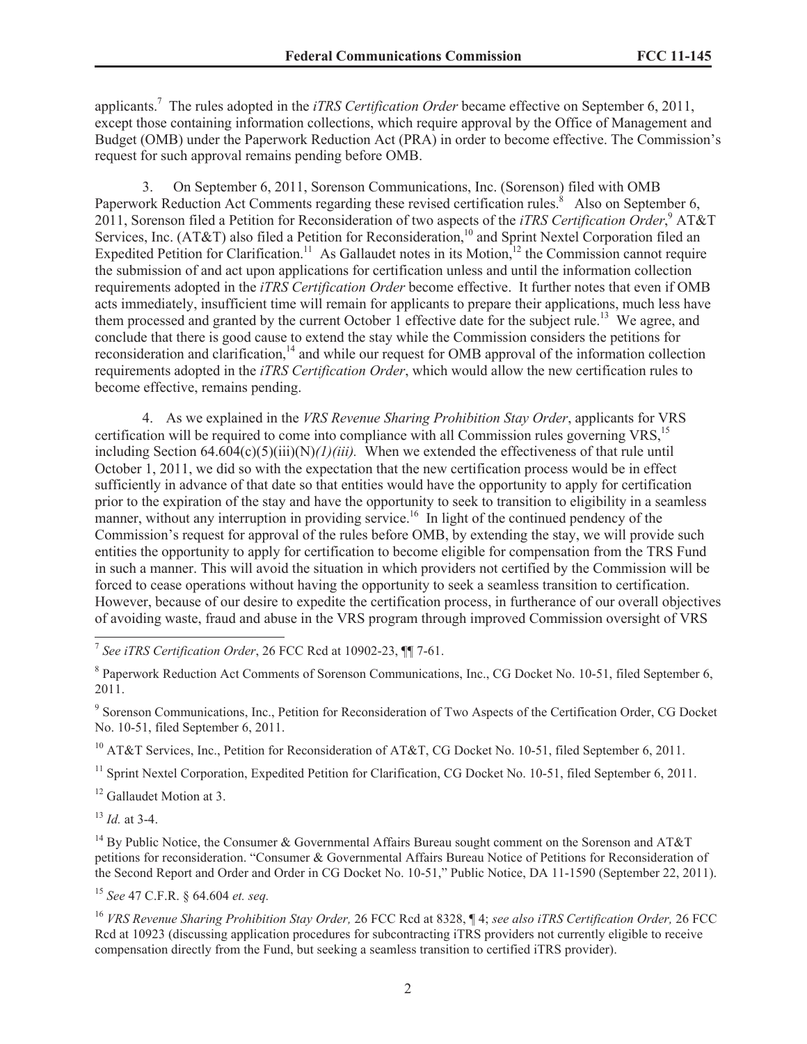applicants.[7] The rules adopted in the *iTRS Certification Order* became effective on September 6, 2011, except those containing information collections, which require approval by the Office of Management and Budget (OMB) under the Paperwork Reduction Act (PRA) in order to become effective. The Commission's request for such approval remains pending before OMB.

3. On September 6, 2011, Sorenson Communications, Inc. (Sorenson) filed with OMB Paperwork Reduction Act Comments regarding these revised certification rules.[8] Also on September 6, 2011, Sorenson filed a Petition for Reconsideration of two aspects of the *iTRS Certification Order*,[9] AT&T Services, Inc. (AT&T) also filed a Petition for Reconsideration,[10] and Sprint Nextel Corporation filed an Expedited Petition for Clarification.[11] As Gallaudet notes in its Motion,[12] the Commission cannot require the submission of and act upon applications for certification unless and until the information collection requirements adopted in the *iTRS Certification Order* become effective. It further notes that even if OMB acts immediately, insufficient time will remain for applicants to prepare their applications, much less have them processed and granted by the current October 1 effective date for the subject rule.[13] We agree, and conclude that there is good cause to extend the stay while the Commission considers the petitions for reconsideration and clarification,[14] and while our request for OMB approval of the information collection requirements adopted in the *iTRS Certification Order*, which would allow the new certification rules to become effective, remains pending.

4. As we explained in the *VRS Revenue Sharing Prohibition Stay Order*, applicants for VRS certification will be required to come into compliance with all Commission rules governing VRS,[15] including Section 64.604(c)(5)(iii)(N)*(1)(iii).* When we extended the effectiveness of that rule until October 1, 2011, we did so with the expectation that the new certification process would be in effect sufficiently in advance of that date so that entities would have the opportunity to apply for certification prior to the expiration of the stay and have the opportunity to seek to transition to eligibility in a seamless manner, without any interruption in providing service.[16] In light of the continued pendency of the Commission's request for approval of the rules before OMB, by extending the stay, we will provide such entities the opportunity to apply for certification to become eligible for compensation from the TRS Fund in such a manner. This will avoid the situation in which providers not certified by the Commission will be forced to cease operations without having the opportunity to seek a seamless transition to certification. However, because of our desire to expedite the certification process, in furtherance of our overall objectives of avoiding waste, fraud and abuse in the VRS program through improved Commission oversight of VRS

---

[7] *See iTRS Certification Order*, 26 FCC Rcd at 10902-23, ¶¶ 7-61.

[8] Paperwork Reduction Act Comments of Sorenson Communications, Inc., CG Docket No. 10-51, filed September 6, 2011.

[9] Sorenson Communications, Inc., Petition for Reconsideration of Two Aspects of the Certification Order, CG Docket No. 10-51, filed September 6, 2011.

[10] AT&T Services, Inc., Petition for Reconsideration of AT&T, CG Docket No. 10-51, filed September 6, 2011.

[11] Sprint Nextel Corporation, Expedited Petition for Clarification, CG Docket No. 10-51, filed September 6, 2011.

[12] Gallaudet Motion at 3.

[13] *Id.* at 3-4.

[14] By Public Notice, the Consumer & Governmental Affairs Bureau sought comment on the Sorenson and AT&T petitions for reconsideration. "Consumer & Governmental Affairs Bureau Notice of Petitions for Reconsideration of the Second Report and Order and Order in CG Docket No. 10-51," Public Notice, DA 11-1590 (September 22, 2011).

[15] *See* 47 C.F.R. § 64.604 *et. seq.*

[16] *VRS Revenue Sharing Prohibition Stay Order,* 26 FCC Rcd at 8328, ¶ 4; *see also iTRS Certification Order,* 26 FCC Rcd at 10923 (discussing application procedures for subcontracting iTRS providers not currently eligible to receive compensation directly from the Fund, but seeking a seamless transition to certified iTRS provider).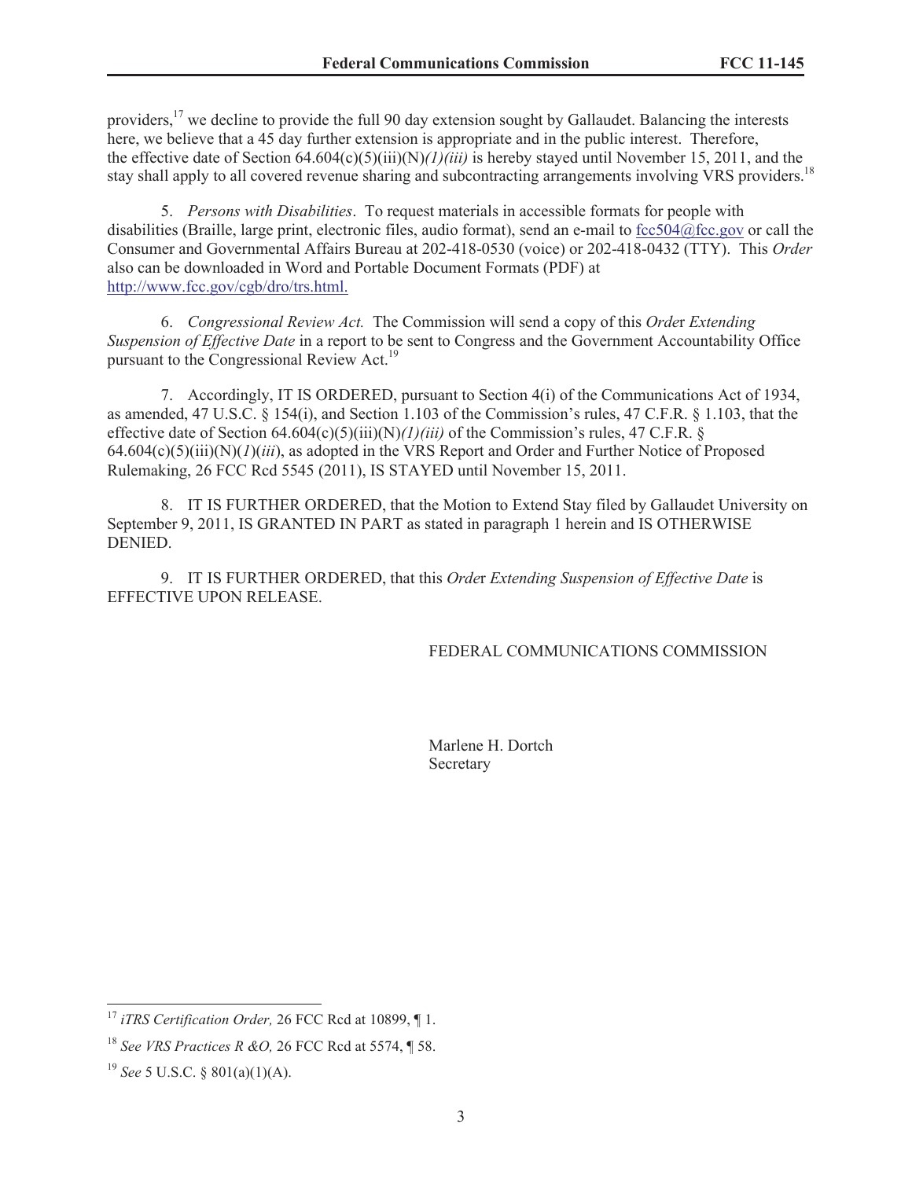providers,[17] we decline to provide the full 90 day extension sought by Gallaudet. Balancing the interests here, we believe that a 45 day further extension is appropriate and in the public interest. Therefore, the effective date of Section 64.604(c)(5)(iii)(N)*(1)(iii)* is hereby stayed until November 15, 2011, and the stay shall apply to all covered revenue sharing and subcontracting arrangements involving VRS providers.[18]

5. *Persons with Disabilities*. To request materials in accessible formats for people with disabilities (Braille, large print, electronic files, audio format), send an e-mail to fcc504@fcc.gov or call the Consumer and Governmental Affairs Bureau at 202-418-0530 (voice) or 202-418-0432 (TTY). This *Order* also can be downloaded in Word and Portable Document Formats (PDF) at http://www.fcc.gov/cgb/dro/trs.html.

6. *Congressional Review Act.* The Commission will send a copy of this *Order Extending Suspension of Effective Date* in a report to be sent to Congress and the Government Accountability Office pursuant to the Congressional Review Act.[19]

7. Accordingly, IT IS ORDERED, pursuant to Section 4(i) of the Communications Act of 1934, as amended, 47 U.S.C. § 154(i), and Section 1.103 of the Commission's rules, 47 C.F.R. § 1.103, that the effective date of Section 64.604(c)(5)(iii)(N)*(1)(iii)* of the Commission's rules, 47 C.F.R. § 64.604(c)(5)(iii)(N)(*1*)(*iii*), as adopted in the VRS Report and Order and Further Notice of Proposed Rulemaking, 26 FCC Rcd 5545 (2011), IS STAYED until November 15, 2011.

8. IT IS FURTHER ORDERED, that the Motion to Extend Stay filed by Gallaudet University on September 9, 2011, IS GRANTED IN PART as stated in paragraph 1 herein and IS OTHERWISE DENIED.

9. IT IS FURTHER ORDERED, that this *Order Extending Suspension of Effective Date* is EFFECTIVE UPON RELEASE.

FEDERAL COMMUNICATIONS COMMISSION

Marlene H. Dortch
Secretary

---

[17] *iTRS Certification Order,* 26 FCC Rcd at 10899, ¶ 1.

[18] *See VRS Practices R &O,* 26 FCC Rcd at 5574, ¶ 58.

[19] *See* 5 U.S.C. § 801(a)(1)(A).